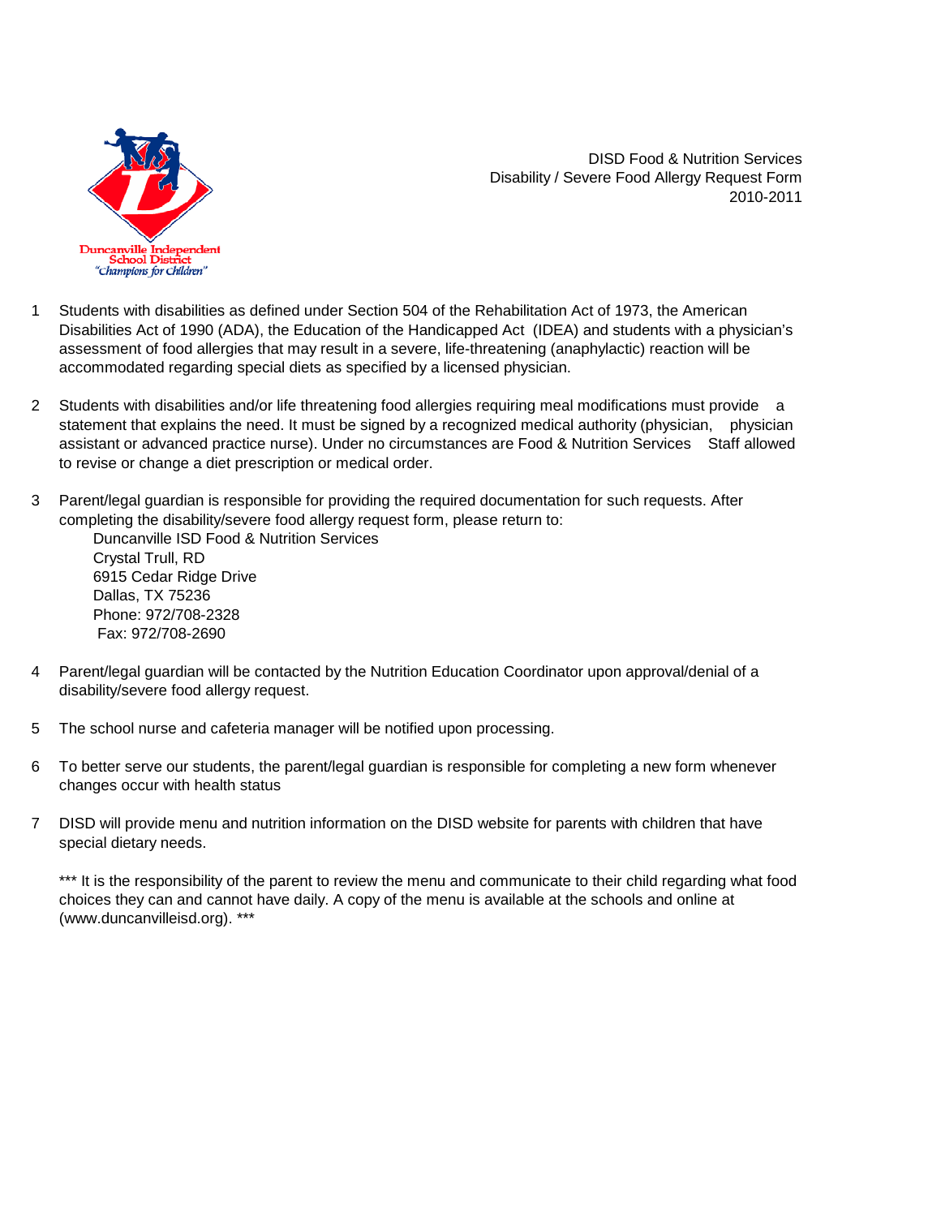Duncanville Independent School District
"Champions for Children"

DISD Food & Nutrition Services
Disability / Severe Food Allergy Request Form
2010-2011

1. Students with disabilities as defined under Section 504 of the Rehabilitation Act of 1973, the American Disabilities Act of 1990 (ADA), the Education of the Handicapped Act (IDEA) and students with a physician's assessment of food allergies that may result in a severe, life-threatening (anaphylactic) reaction will be accommodated regarding special diets as specified by a licensed physician.

2. Students with disabilities and/or life threatening food allergies requiring meal modifications must provide a statement that explains the need. It must be signed by a recognized medical authority (physician, physician assistant or advanced practice nurse). Under no circumstances are Food & Nutrition Services Staff allowed to revise or change a diet prescription or medical order.

3. Parent/legal guardian is responsible for providing the required documentation for such requests. After completing the disability/severe food allergy request form, please return to:

   Duncanville ISD Food & Nutrition Services
   Crystal Trull, RD
   6915 Cedar Ridge Drive
   Dallas, TX 75236
   Phone: 972/708-2328
   Fax: 972/708-2690

4. Parent/legal guardian will be contacted by the Nutrition Education Coordinator upon approval/denial of a disability/severe food allergy request.

5. The school nurse and cafeteria manager will be notified upon processing.

6. To better serve our students, the parent/legal guardian is responsible for completing a new form whenever changes occur with health status

7. DISD will provide menu and nutrition information on the DISD website for parents with children that have special dietary needs.

   *** It is the responsibility of the parent to review the menu and communicate to their child regarding what food choices they can and cannot have daily. A copy of the menu is available at the schools and online at (www.duncanvilleisd.org). ***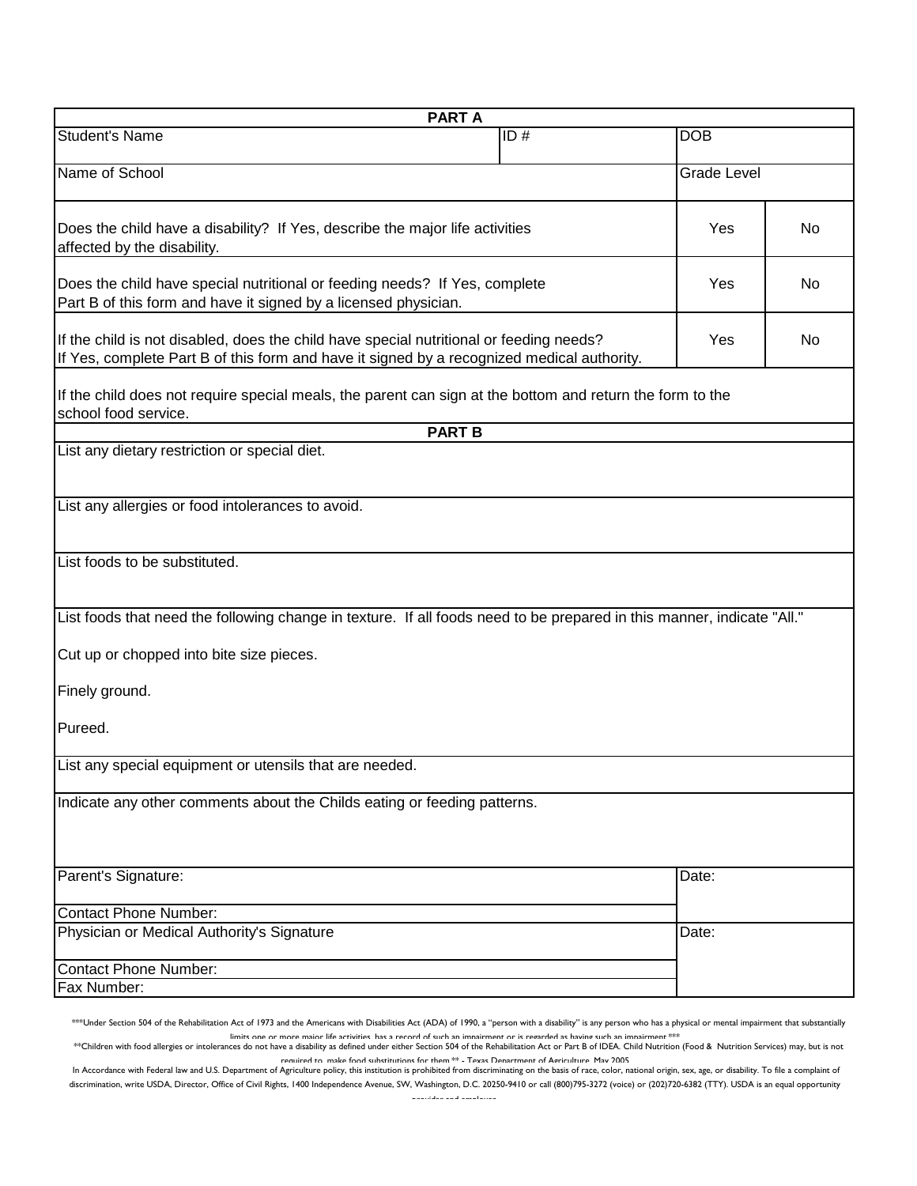| PART A | | | |
|---|---|---|---|
| Student's Name | ID # | DOB | |
| Name of School | | Grade Level | |
| Does the child have a disability? If Yes, describe the major life activities affected by the disability. | | Yes | No |
| Does the child have special nutritional or feeding needs? If Yes, complete Part B of this form and have it signed by a licensed physician. | | Yes | No |
| If the child is not disabled, does the child have special nutritional or feeding needs? If Yes, complete Part B of this form and have it signed by a recognized medical authority. | | Yes | No |
| If the child does not require special meals, the parent can sign at the bottom and return the form to the school food service. | | | |
| **PART B** | | | |
| List any dietary restriction or special diet. | | | |
| List any allergies or food intolerances to avoid. | | | |
| List foods to be substituted. | | | |
| List foods that need the following change in texture. If all foods need to be prepared in this manner, indicate "All." | | | |
| Cut up or chopped into bite size pieces. | | | |
| Finely ground. | | | |
| Pureed. | | | |
| List any special equipment or utensils that are needed. | | | |
| Indicate any other comments about the Childs eating or feeding patterns. | | | |
| Parent's Signature: | | Date: | |
| Contact Phone Number: | | | |
| Physician or Medical Authority's Signature | | Date: | |
| Contact Phone Number: | | | |
| Fax Number: | | | |

***Under Section 504 of the Rehabilitation Act of 1973 and the Americans with Disabilities Act (ADA) of 1990, a "person with a disability" is any person who has a physical or mental impairment that substantially limits one or more major life activities, has a record of such an impairment or is regarded as having such an impairment.***

**Children with food allergies or intolerances do not have a disability as defined under either Section 504 of the Rehabilitation Act or Part B of IDEA. Child Nutrition (Food & Nutrition Services) may, but is not required to, make food substitutions for them.** - Texas Department of Agriculture, May 2005

In Accordance with Federal law and U.S. Department of Agriculture policy, this institution is prohibited from discriminating on the basis of race, color, national origin, sex, age, or disability. To file a complaint of discrimination, write USDA, Director, Office of Civil Rights, 1400 Independence Avenue, SW, Washington, D.C. 20250-9410 or call (800)795-3272 (voice) or (202)720-6382 (TTY). USDA is an equal opportunity provider and employer.